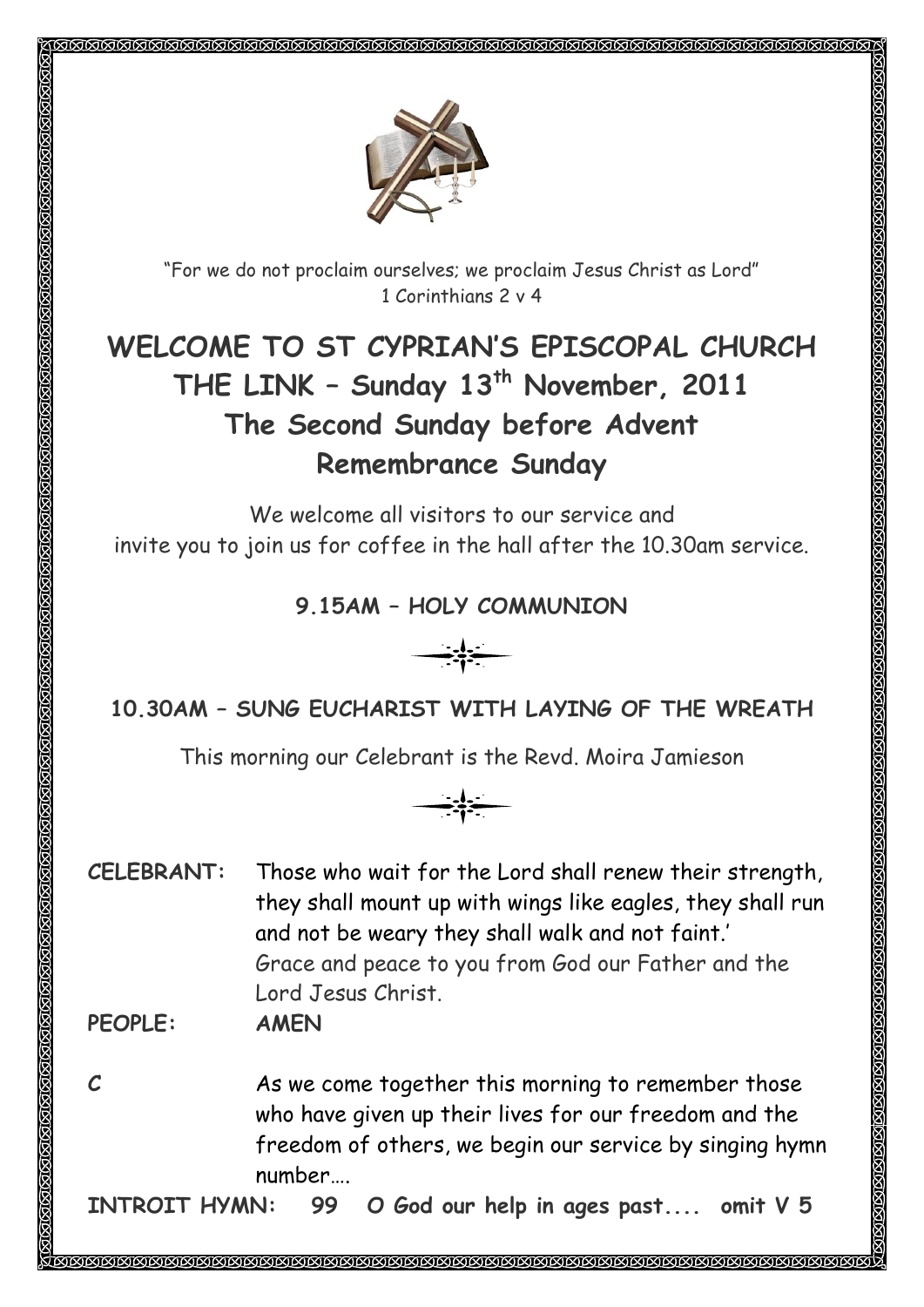"For we do not proclaim ourselves; we proclaim Jesus Christ as Lord"
1 Corinthians 2 v 4

# WELCOME TO ST CYPRIAN'S EPISCOPAL CHURCH
# THE LINK – Sunday 13th November, 2011
## The Second Sunday before Advent
## Remembrance Sunday

We welcome all visitors to our service and
invite you to join us for coffee in the hall after the 10.30am service.

**9.15AM – HOLY COMMUNION**

**10.30AM – SUNG EUCHARIST WITH LAYING OF THE WREATH**

This morning our Celebrant is the Revd. Moira Jamieson

**CELEBRANT:** Those who wait for the Lord shall renew their strength, they shall mount up with wings like eagles, they shall run and not be weary they shall walk and not faint.'
Grace and peace to you from God our Father and the Lord Jesus Christ.

**PEOPLE:** **AMEN**

*C* As we come together this morning to remember those who have given up their lives for our freedom and the freedom of others, we begin our service by singing hymn number….

**INTROIT HYMN: 99 O God our help in ages past.... omit V 5**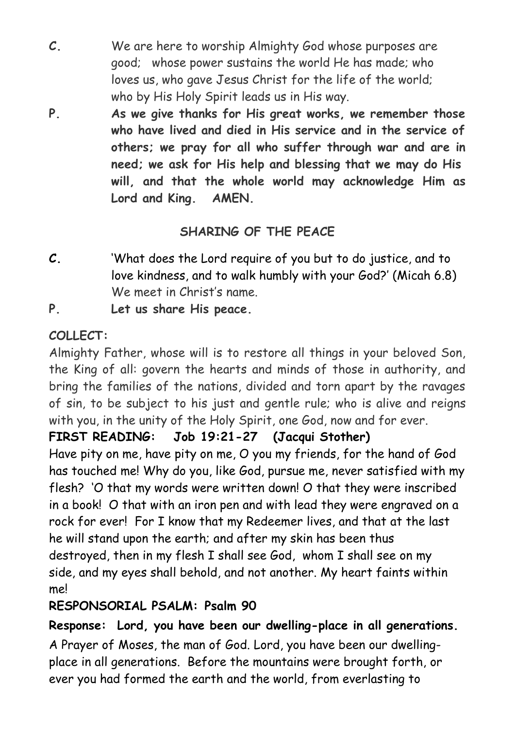**C.** We are here to worship Almighty God whose purposes are good; whose power sustains the world He has made; who loves us, who gave Jesus Christ for the life of the world; who by His Holy Spirit leads us in His way.

**P. As we give thanks for His great works, we remember those who have lived and died in His service and in the service of others; we pray for all who suffer through war and are in need; we ask for His help and blessing that we may do His will, and that the whole world may acknowledge Him as Lord and King. AMEN.**

## SHARING OF THE PEACE

**C.** 'What does the Lord require of you but to do justice, and to love kindness, and to walk humbly with your God?' (Micah 6.8) We meet in Christ's name.

**P. Let us share His peace.**

**COLLECT:**

Almighty Father, whose will is to restore all things in your beloved Son, the King of all: govern the hearts and minds of those in authority, and bring the families of the nations, divided and torn apart by the ravages of sin, to be subject to his just and gentle rule; who is alive and reigns with you, in the unity of the Holy Spirit, one God, now and for ever.

**FIRST READING: Job 19:21-27 (Jacqui Stother)**

Have pity on me, have pity on me, O you my friends, for the hand of God has touched me! Why do you, like God, pursue me, never satisfied with my flesh? 'O that my words were written down! O that they were inscribed in a book! O that with an iron pen and with lead they were engraved on a rock for ever! For I know that my Redeemer lives, and that at the last he will stand upon the earth; and after my skin has been thus destroyed, then in my flesh I shall see God, whom I shall see on my side, and my eyes shall behold, and not another. My heart faints within me!

**RESPONSORIAL PSALM: Psalm 90**

**Response: Lord, you have been our dwelling-place in all generations.**

A Prayer of Moses, the man of God. Lord, you have been our dwelling-place in all generations. Before the mountains were brought forth, or ever you had formed the earth and the world, from everlasting to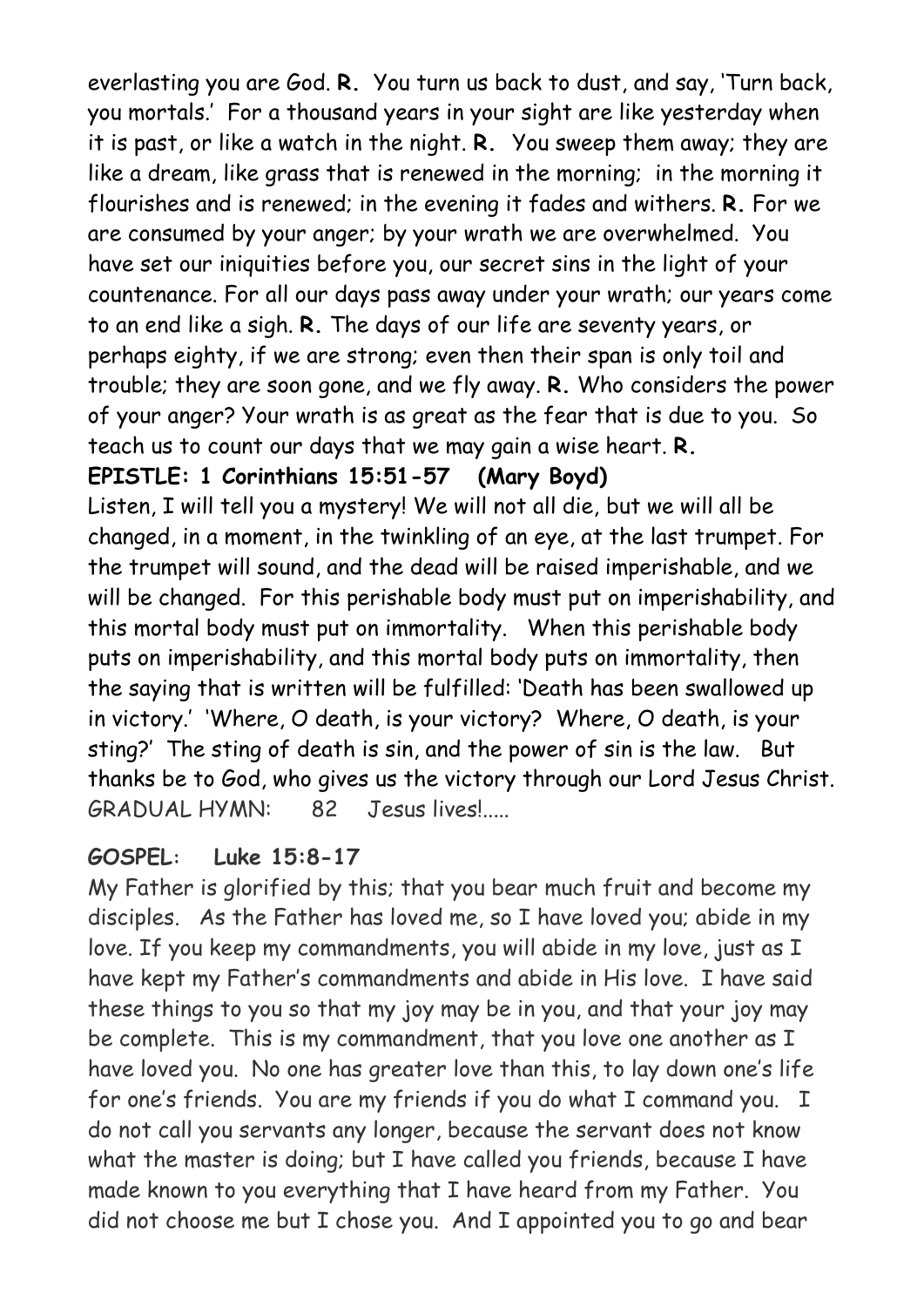everlasting you are God. **R.** You turn us back to dust, and say, 'Turn back, you mortals.' For a thousand years in your sight are like yesterday when it is past, or like a watch in the night. **R.** You sweep them away; they are like a dream, like grass that is renewed in the morning; in the morning it flourishes and is renewed; in the evening it fades and withers. **R.** For we are consumed by your anger; by your wrath we are overwhelmed. You have set our iniquities before you, our secret sins in the light of your countenance. For all our days pass away under your wrath; our years come to an end like a sigh. **R.** The days of our life are seventy years, or perhaps eighty, if we are strong; even then their span is only toil and trouble; they are soon gone, and we fly away. **R.** Who considers the power of your anger? Your wrath is as great as the fear that is due to you. So teach us to count our days that we may gain a wise heart. **R.**

**EPISTLE: 1 Corinthians 15:51-57 (Mary Boyd)**

Listen, I will tell you a mystery! We will not all die, but we will all be changed, in a moment, in the twinkling of an eye, at the last trumpet. For the trumpet will sound, and the dead will be raised imperishable, and we will be changed. For this perishable body must put on imperishability, and this mortal body must put on immortality. When this perishable body puts on imperishability, and this mortal body puts on immortality, then the saying that is written will be fulfilled: 'Death has been swallowed up in victory.' 'Where, O death, is your victory? Where, O death, is your sting?' The sting of death is sin, and the power of sin is the law. But thanks be to God, who gives us the victory through our Lord Jesus Christ.

GRADUAL HYMN: 82 Jesus lives!.....

**GOSPEL: Luke 15:8-17**

My Father is glorified by this; that you bear much fruit and become my disciples. As the Father has loved me, so I have loved you; abide in my love. If you keep my commandments, you will abide in my love, just as I have kept my Father's commandments and abide in His love. I have said these things to you so that my joy may be in you, and that your joy may be complete. This is my commandment, that you love one another as I have loved you. No one has greater love than this, to lay down one's life for one's friends. You are my friends if you do what I command you. I do not call you servants any longer, because the servant does not know what the master is doing; but I have called you friends, because I have made known to you everything that I have heard from my Father. You did not choose me but I chose you. And I appointed you to go and bear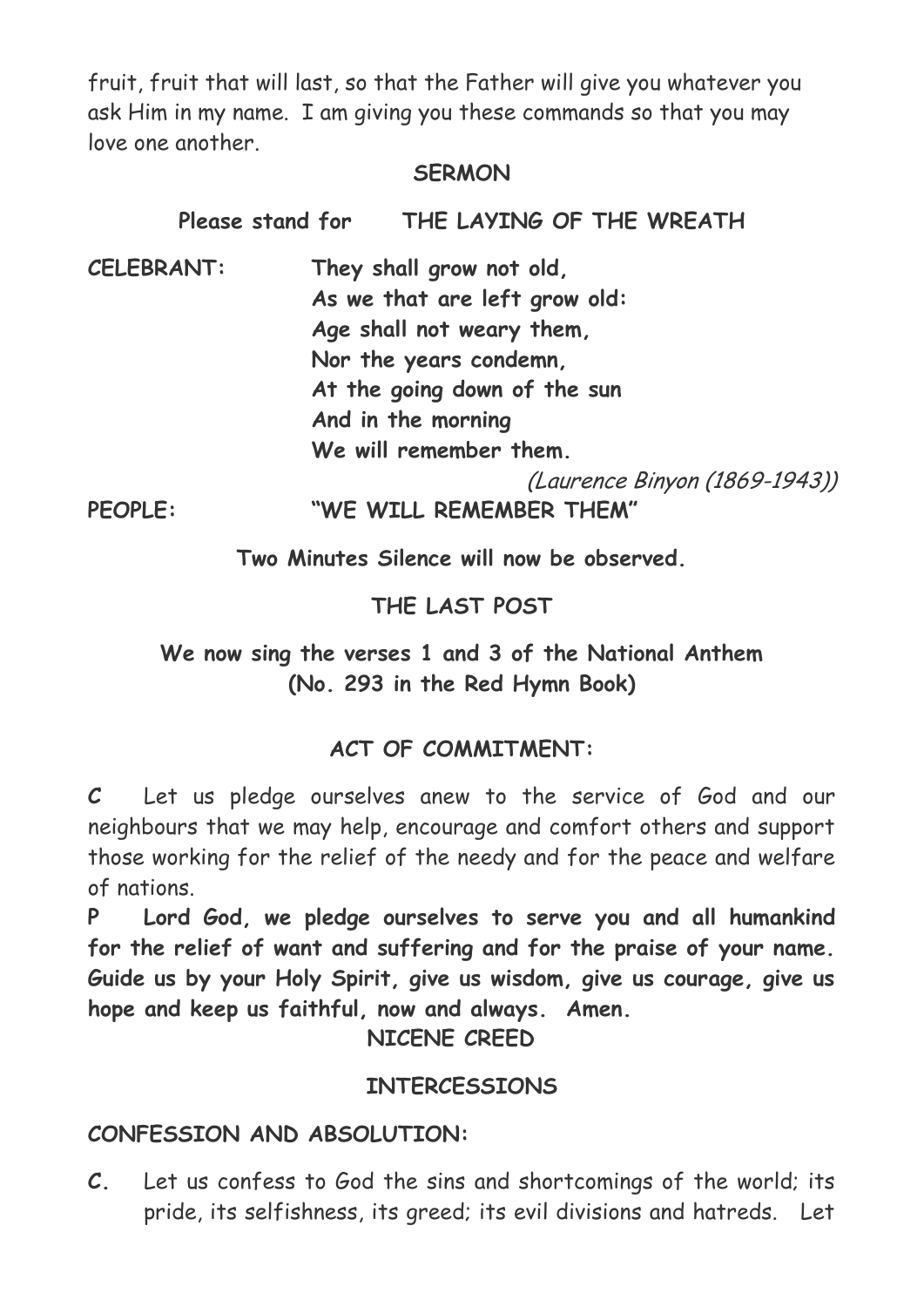fruit, fruit that will last, so that the Father will give you whatever you ask Him in my name. I am giving you these commands so that you may love one another.

**SERMON**

**Please stand for THE LAYING OF THE WREATH**

**CELEBRANT:** **They shall grow not old,**
**As we that are left grow old:**
**Age shall not weary them,**
**Nor the years condemn,**
**At the going down of the sun**
**And in the morning**
**We will remember them.**

*(Laurence Binyon (1869-1943))*

**PEOPLE:** **"WE WILL REMEMBER THEM"**

**Two Minutes Silence will now be observed.**

**THE LAST POST**

**We now sing the verses 1 and 3 of the National Anthem (No. 293 in the Red Hymn Book)**

**ACT OF COMMITMENT:**

**C** Let us pledge ourselves anew to the service of God and our neighbours that we may help, encourage and comfort others and support those working for the relief of the needy and for the peace and welfare of nations.

**P Lord God, we pledge ourselves to serve you and all humankind for the relief of want and suffering and for the praise of your name. Guide us by your Holy Spirit, give us wisdom, give us courage, give us hope and keep us faithful, now and always. Amen.**

**NICENE CREED**

**INTERCESSIONS**

**CONFESSION AND ABSOLUTION:**

**C.** Let us confess to God the sins and shortcomings of the world; its pride, its selfishness, its greed; its evil divisions and hatreds. Let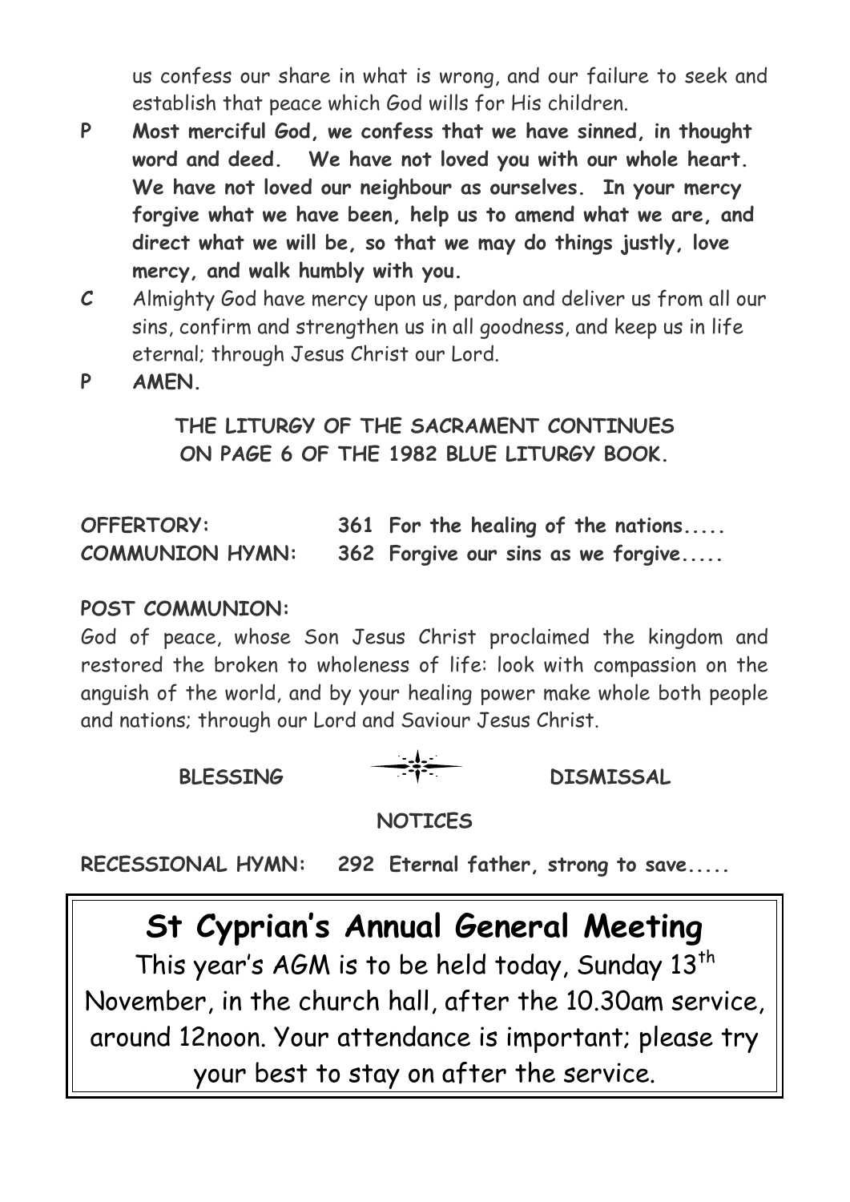us confess our share in what is wrong, and our failure to seek and establish that peace which God wills for His children.

**P** **Most merciful God, we confess that we have sinned, in thought word and deed. We have not loved you with our whole heart. We have not loved our neighbour as ourselves. In your mercy forgive what we have been, help us to amend what we are, and direct what we will be, so that we may do things justly, love mercy, and walk humbly with you.**

**C** Almighty God have mercy upon us, pardon and deliver us from all our sins, confirm and strengthen us in all goodness, and keep us in life eternal; through Jesus Christ our Lord.

**P** **AMEN.**

**THE LITURGY OF THE SACRAMENT CONTINUES ON PAGE 6 OF THE 1982 BLUE LITURGY BOOK.**

**OFFERTORY:** **361 For the healing of the nations.....**

**COMMUNION HYMN:** **362 Forgive our sins as we forgive.....**

**POST COMMUNION:**

God of peace, whose Son Jesus Christ proclaimed the kingdom and restored the broken to wholeness of life: look with compassion on the anguish of the world, and by your healing power make whole both people and nations; through our Lord and Saviour Jesus Christ.

**BLESSING** **DISMISSAL**

**NOTICES**

**RECESSIONAL HYMN:** **292 Eternal father, strong to save.....**

## St Cyprian's Annual General Meeting

This year's AGM is to be held today, Sunday 13th November, in the church hall, after the 10.30am service, around 12noon. Your attendance is important; please try your best to stay on after the service.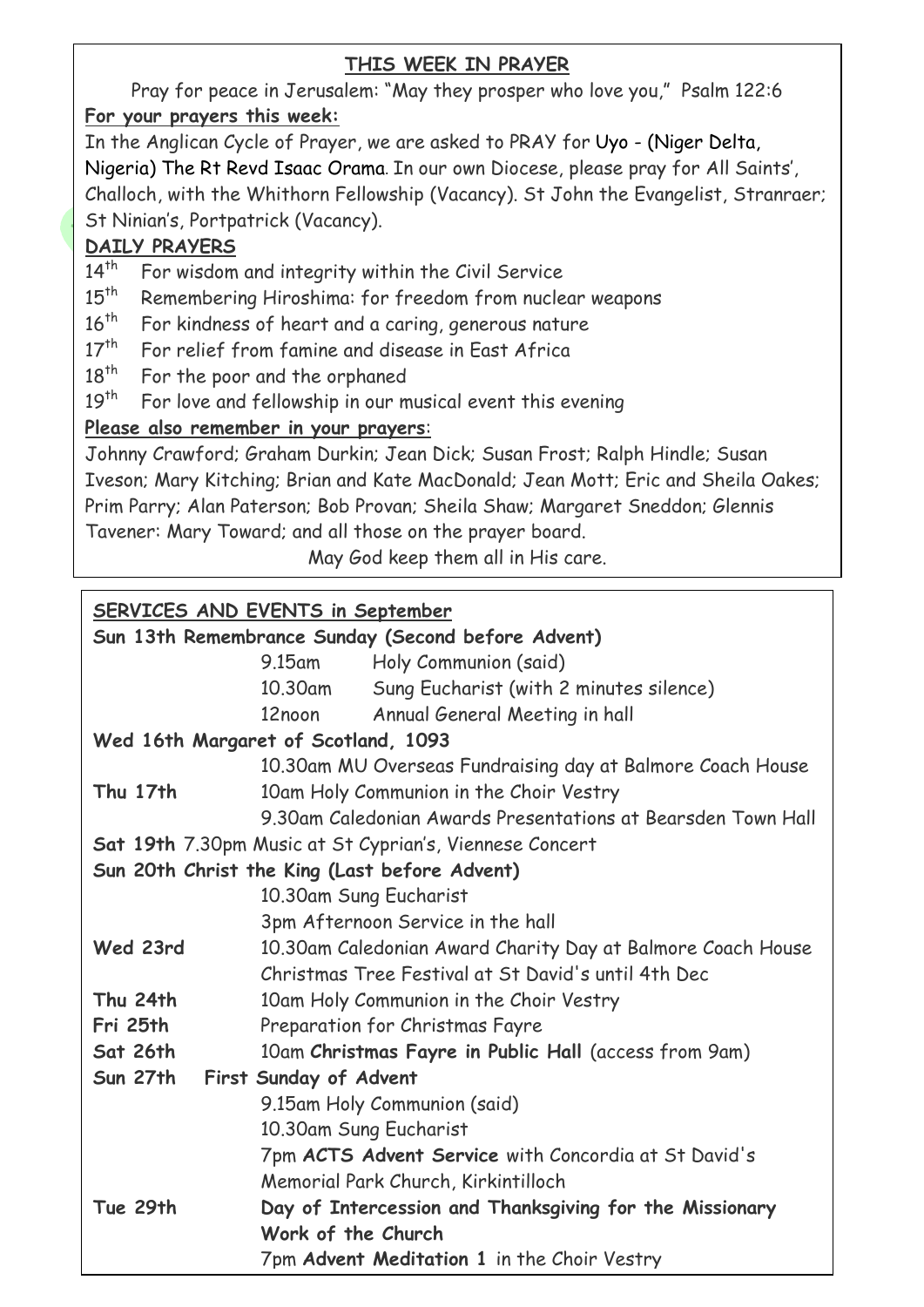## THIS WEEK IN PRAYER

Pray for peace in Jerusalem: "May they prosper who love you," Psalm 122:6

**For your prayers this week:**

In the Anglican Cycle of Prayer, we are asked to PRAY for Uyo - (Niger Delta, Nigeria) The Rt Revd Isaac Orama. In our own Diocese, please pray for All Saints', Challoch, with the Whithorn Fellowship (Vacancy). St John the Evangelist, Stranraer; St Ninian's, Portpatrick (Vacancy).

### DAILY PRAYERS

14th For wisdom and integrity within the Civil Service
15th Remembering Hiroshima: for freedom from nuclear weapons
16th For kindness of heart and a caring, generous nature
17th For relief from famine and disease in East Africa
18th For the poor and the orphaned
19th For love and fellowship in our musical event this evening

**Please also remember in your prayers:**

Johnny Crawford; Graham Durkin; Jean Dick; Susan Frost; Ralph Hindle; Susan Iveson; Mary Kitching; Brian and Kate MacDonald; Jean Mott; Eric and Sheila Oakes; Prim Parry; Alan Paterson; Bob Provan; Sheila Shaw; Margaret Sneddon; Glennis Tavener: Mary Toward; and all those on the prayer board.

May God keep them all in His care.

## SERVICES AND EVENTS in September

**Sun 13th Remembrance Sunday (Second before Advent)**

9.15am Holy Communion (said)
10.30am Sung Eucharist (with 2 minutes silence)
12noon Annual General Meeting in hall

**Wed 16th Margaret of Scotland, 1093**

10.30am MU Overseas Fundraising day at Balmore Coach House

**Thu 17th** 10am Holy Communion in the Choir Vestry
9.30am Caledonian Awards Presentations at Bearsden Town Hall

**Sat 19th** 7.30pm Music at St Cyprian's, Viennese Concert

**Sun 20th Christ the King (Last before Advent)**

10.30am Sung Eucharist
3pm Afternoon Service in the hall

**Wed 23rd** 10.30am Caledonian Award Charity Day at Balmore Coach House
Christmas Tree Festival at St David's until 4th Dec

**Thu 24th** 10am Holy Communion in the Choir Vestry

**Fri 25th** Preparation for Christmas Fayre

**Sat 26th** 10am **Christmas Fayre in Public Hall** (access from 9am)

**Sun 27th First Sunday of Advent**

9.15am Holy Communion (said)
10.30am Sung Eucharist
7pm **ACTS Advent Service** with Concordia at St David's Memorial Park Church, Kirkintilloch

**Tue 29th** **Day of Intercession and Thanksgiving for the Missionary Work of the Church**
7pm **Advent Meditation 1** in the Choir Vestry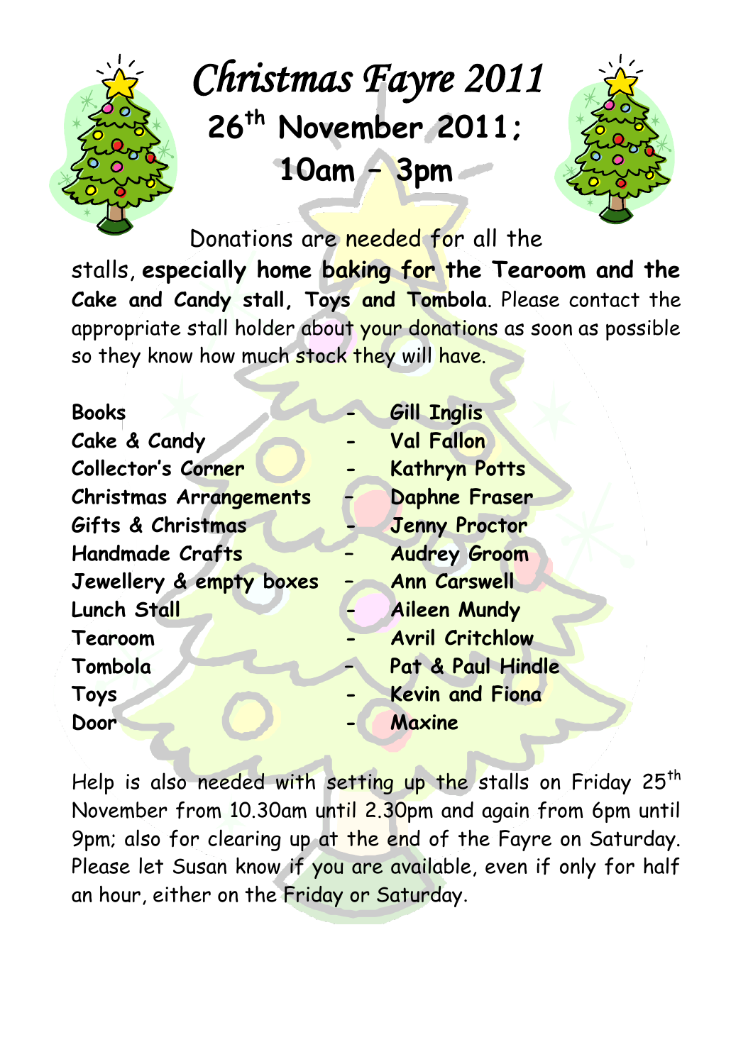# Christmas Fayre 2011

## 26th November 2011; 10am – 3pm

Donations are needed for all the stalls, **especially home baking for the Tearoom and the Cake and Candy stall, Toys and Tombola**. Please contact the appropriate stall holder about your donations as soon as possible so they know how much stock they will have.

| | | |
|---|---|---|
| **Books** | - | **Gill Inglis** |
| **Cake & Candy** | - | **Val Fallon** |
| **Collector's Corner** | - | **Kathryn Potts** |
| **Christmas Arrangements** | - | **Daphne Fraser** |
| **Gifts & Christmas** | - | **Jenny Proctor** |
| **Handmade Crafts** | - | **Audrey Groom** |
| **Jewellery & empty boxes** | - | **Ann Carswell** |
| **Lunch Stall** | - | **Aileen Mundy** |
| **Tearoom** | - | **Avril Critchlow** |
| **Tombola** | - | **Pat & Paul Hindle** |
| **Toys** | - | **Kevin and Fiona** |
| **Door** | - | **Maxine** |

Help is also needed with setting up the stalls on Friday 25th November from 10.30am until 2.30pm and again from 6pm until 9pm; also for clearing up at the end of the Fayre on Saturday. Please let Susan know if you are available, even if only for half an hour, either on the Friday or Saturday.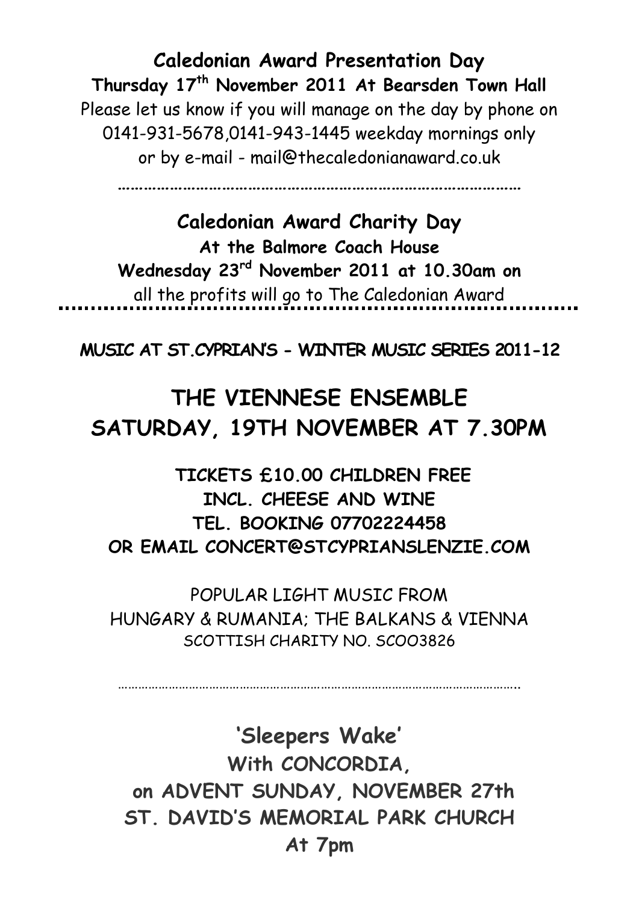**Caledonian Award Presentation Day**

**Thursday 17th November 2011 At Bearsden Town Hall**

Please let us know if you will manage on the day by phone on 0141-931-5678,0141-943-1445 weekday mornings only or by e-mail - mail@thecaledonianaward.co.uk

…………………………………………………………………………………

**Caledonian Award Charity Day**

**At the Balmore Coach House**

**Wednesday 23rd November 2011 at 10.30am on**

all the profits will go to The Caledonian Award

**MUSIC AT ST.CYPRIAN'S - WINTER MUSIC SERIES 2011-12**

## THE VIENNESE ENSEMBLE

## SATURDAY, 19TH NOVEMBER AT 7.30PM

**TICKETS £10.00 CHILDREN FREE**

**INCL. CHEESE AND WINE**

**TEL. BOOKING 07702224458**

**OR EMAIL CONCERT@STCYPRIANSLENZIE.COM**

POPULAR LIGHT MUSIC FROM HUNGARY & RUMANIA; THE BALKANS & VIENNA

SCOTTISH CHARITY NO. SCOO3826

……………………………………………………………………………………………….

## 'Sleepers Wake'

**With CONCORDIA,**

**on ADVENT SUNDAY, NOVEMBER 27th**

**ST. DAVID'S MEMORIAL PARK CHURCH**

**At 7pm**